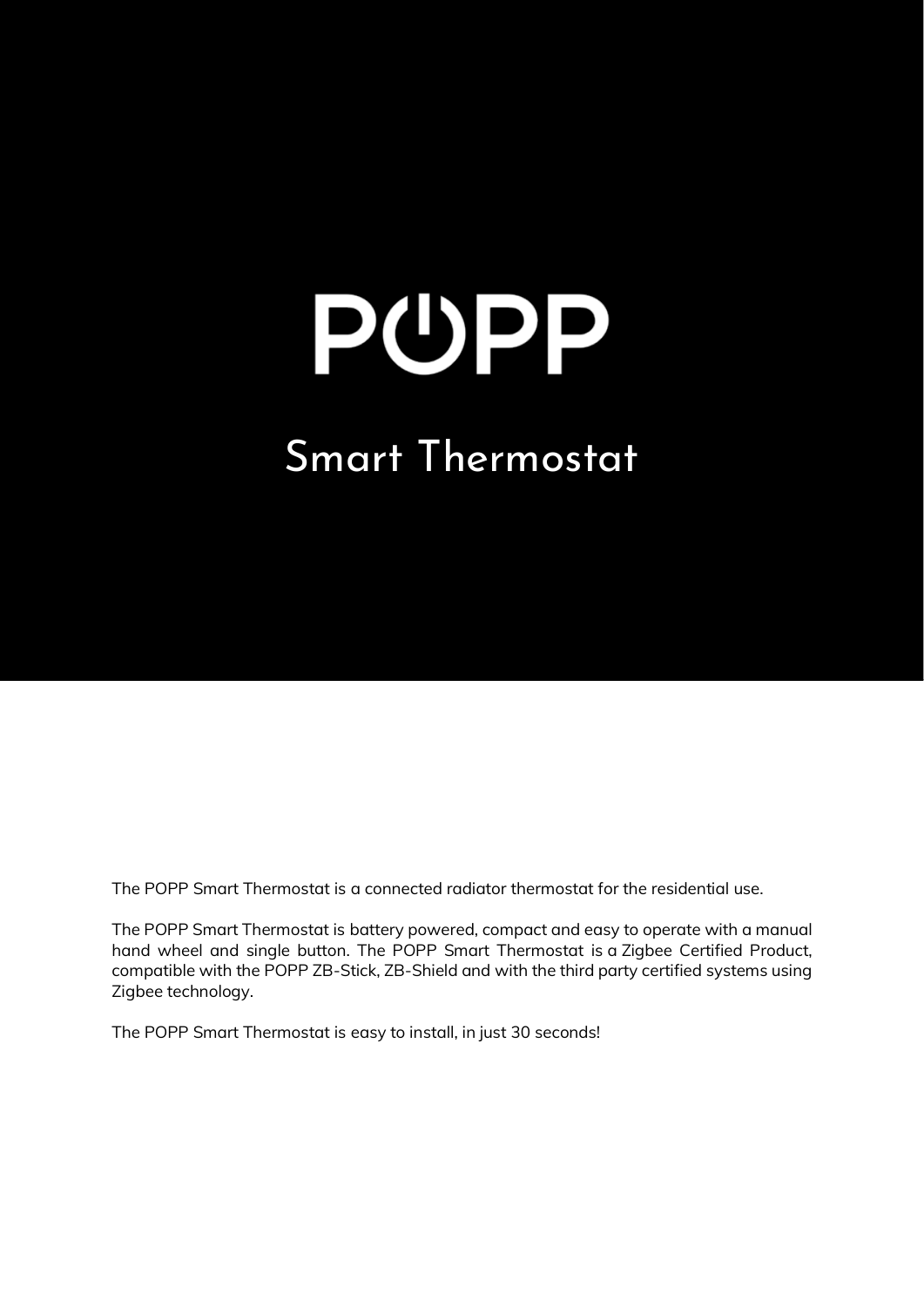# POPP

## Smart Thermostat

The POPP Smart Thermostat is a connected radiator thermostat for the residential use.

The POPP Smart Thermostat is battery powered, compact and easy to operate with a manual hand wheel and single button. The POPP Smart Thermostat is a Zigbee Certified Product, compatible with the POPP ZB-Stick, ZB-Shield and with the third party certified systems using Zigbee technology.

The POPP Smart Thermostat is easy to install, in just 30 seconds!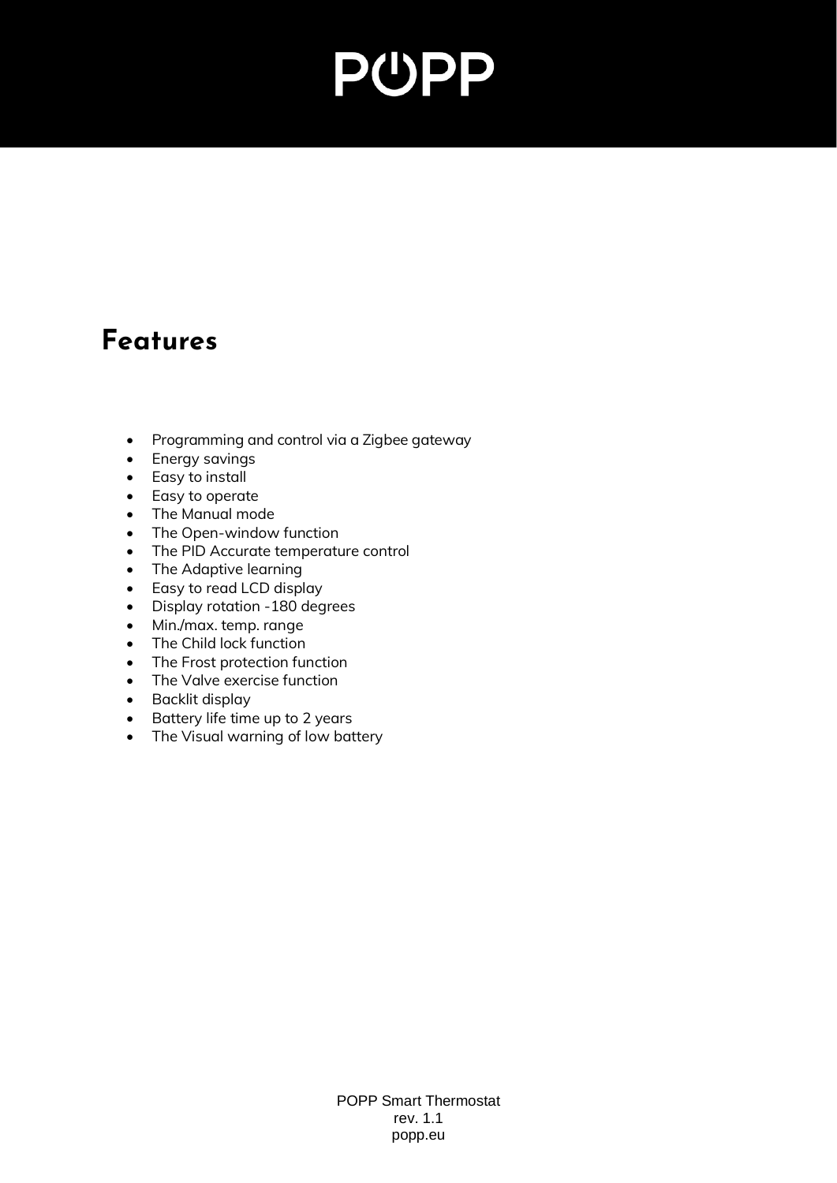## Features

- Programming and control via a Zigbee gateway
- Energy savings
- Easy to install
- Easy to operate
- The Manual mode
- The Open-window function
- The PID Accurate temperature control
- The Adaptive learning
- Easy to read LCD display
- Display rotation -180 degrees
- Min./max. temp. range
- The Child lock function
- The Frost protection function
- The Valve exercise function
- Backlit display
- Battery life time up to 2 years
- The Visual warning of low battery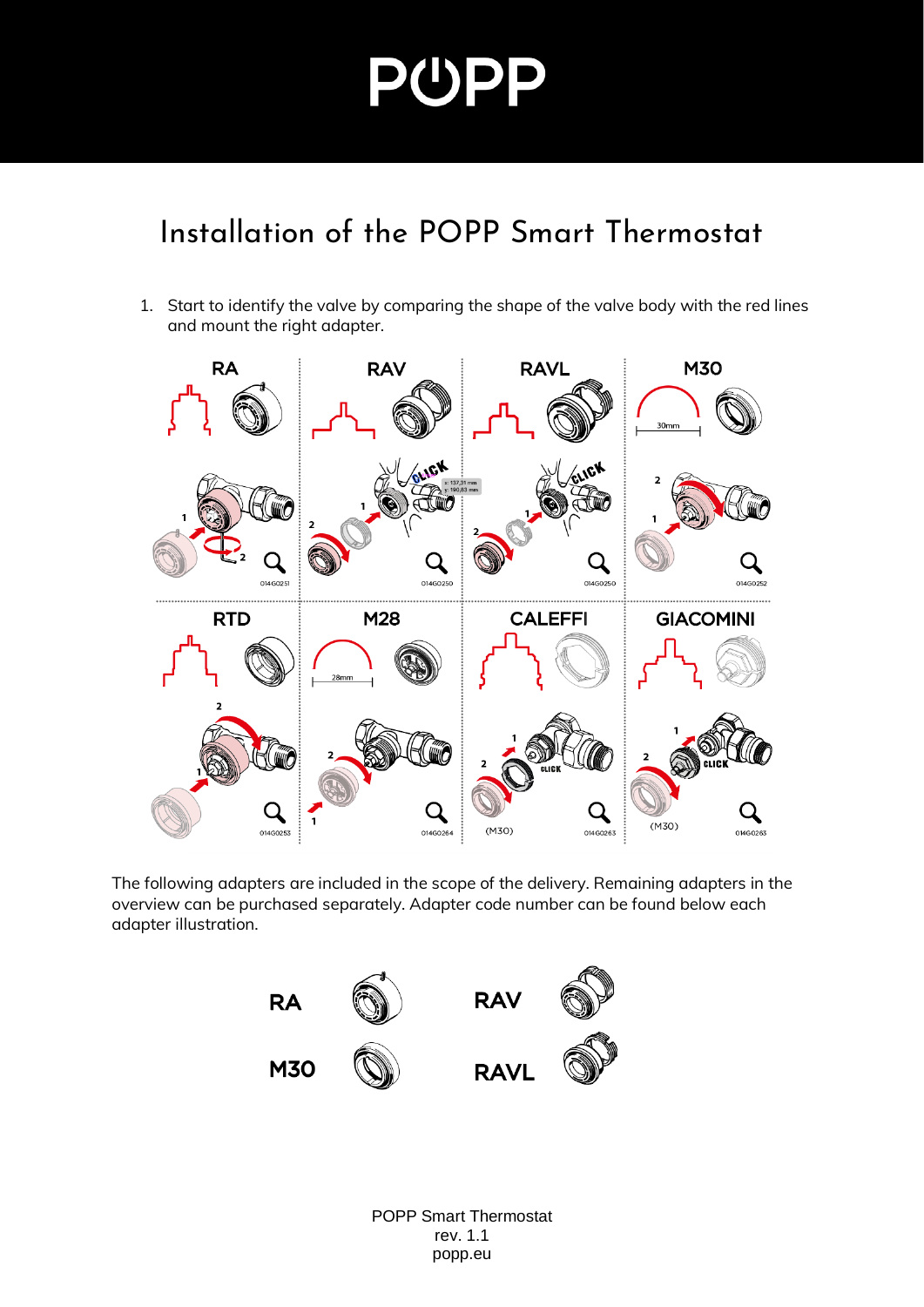# Installation of the POPP Smart Thermostat

1. Start to identify the valve by comparing the shape of the valve body with the red lines and mount the right adapter.

The following adapters are included in the scope of the delivery. Remaining adapters in the overview can be purchased separately. Adapter code number can be found below each adapter illustration.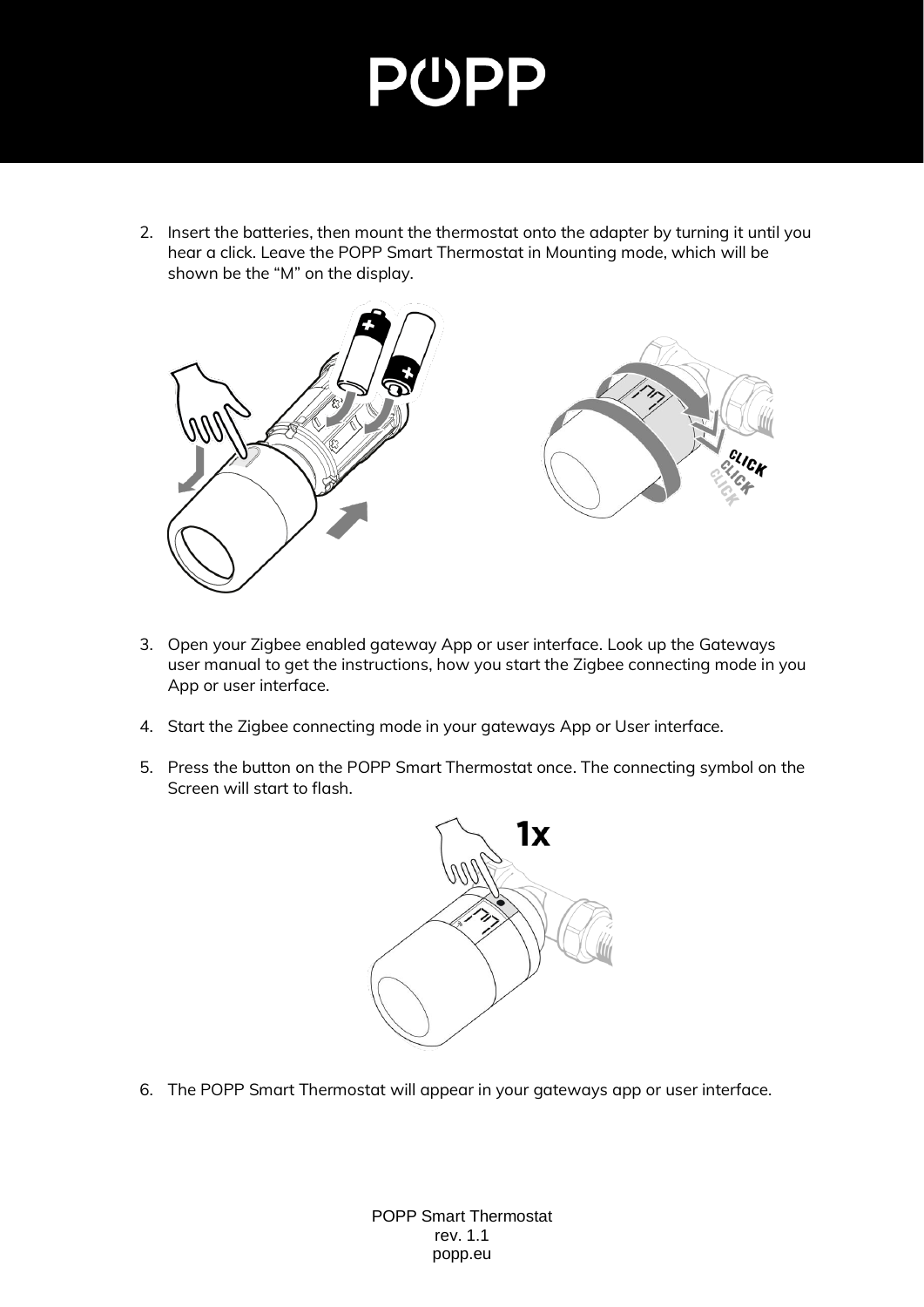2. Insert the batteries, then mount the thermostat onto the adapter by turning it until you hear a click. Leave the POPP Smart Thermostat in Mounting mode, which will be shown be the “M” on the display.

3. Open your Zigbee enabled gateway App or user interface. Look up the Gateways user manual to get the instructions, how you start the Zigbee connecting mode in you App or user interface.

4. Start the Zigbee connecting mode in your gateways App or User interface.

5. Press the button on the POPP Smart Thermostat once. The connecting symbol on the Screen will start to flash.

6. The POPP Smart Thermostat will appear in your gateways app or user interface.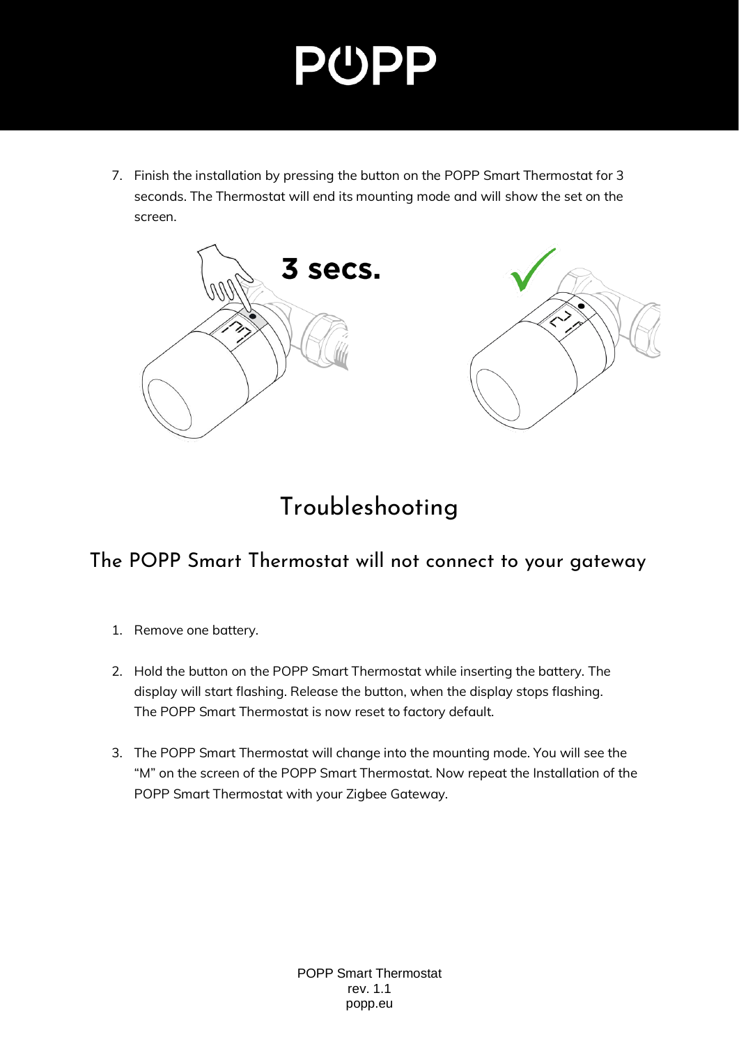7. Finish the installation by pressing the button on the POPP Smart Thermostat for 3 seconds. The Thermostat will end its mounting mode and will show the set on the screen.

3 secs.

# Troubleshooting

## The POPP Smart Thermostat will not connect to your gateway

1. Remove one battery.

2. Hold the button on the POPP Smart Thermostat while inserting the battery. The display will start flashing. Release the button, when the display stops flashing. The POPP Smart Thermostat is now reset to factory default.

3. The POPP Smart Thermostat will change into the mounting mode. You will see the "M" on the screen of the POPP Smart Thermostat. Now repeat the Installation of the POPP Smart Thermostat with your Zigbee Gateway.